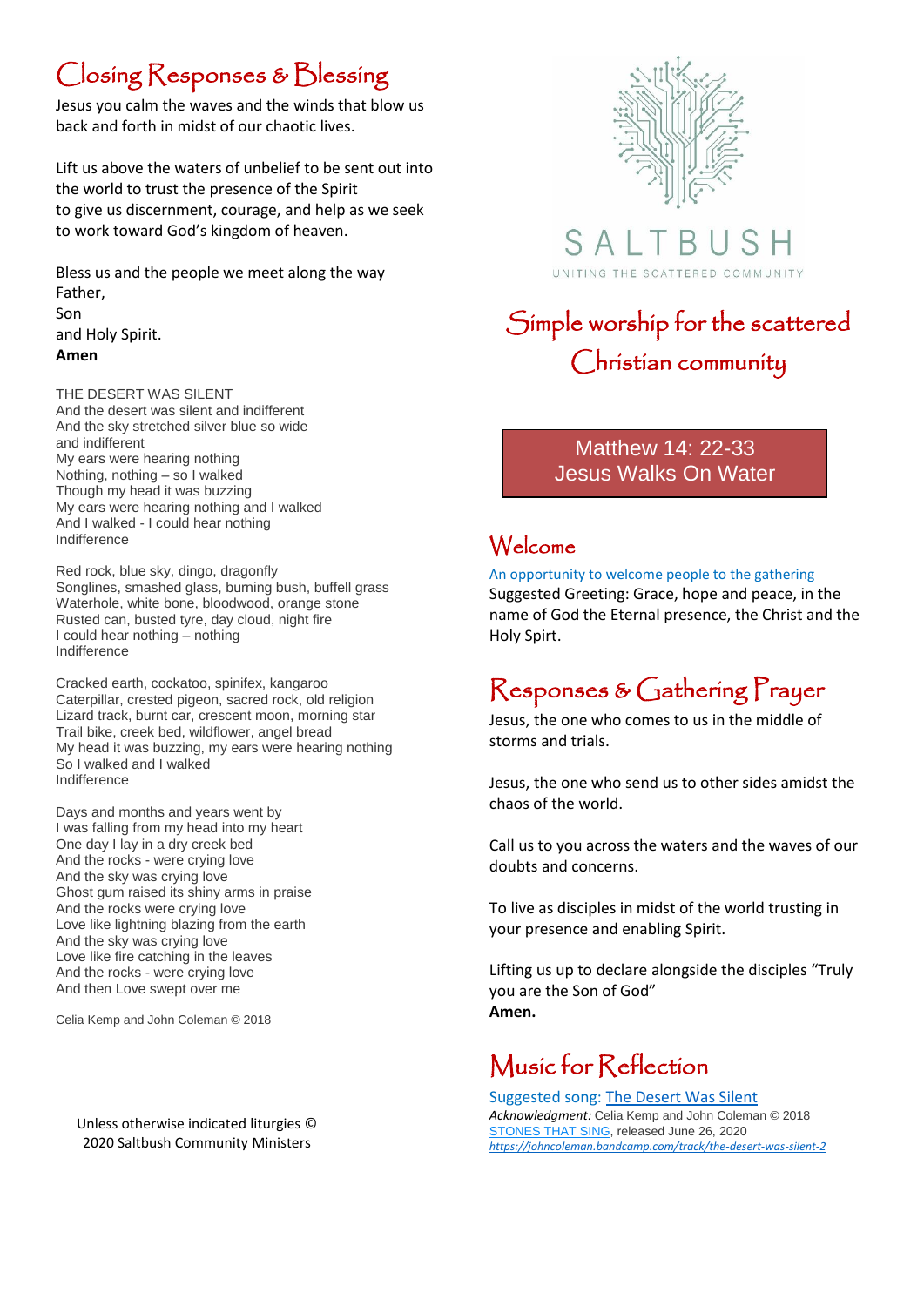## Closing Responses & Blessing

Jesus you calm the waves and the winds that blow us back and forth in midst of our chaotic lives.

Lift us above the waters of unbelief to be sent out into the world to trust the presence of the Spirit to give us discernment, courage, and help as we seek to work toward God's kingdom of heaven.

Bless us and the people we meet along the way
Father,
Son
and Holy Spirit.
**Amen**

THE DESERT WAS SILENT
And the desert was silent and indifferent
And the sky stretched silver blue so wide
and indifferent
My ears were hearing nothing
Nothing, nothing – so I walked
Though my head it was buzzing
My ears were hearing nothing and I walked
And I walked - I could hear nothing
Indifference

Red rock, blue sky, dingo, dragonfly
Songlines, smashed glass, burning bush, buffell grass
Waterhole, white bone, bloodwood, orange stone
Rusted can, busted tyre, day cloud, night fire
I could hear nothing – nothing
Indifference

Cracked earth, cockatoo, spinifex, kangaroo
Caterpillar, crested pigeon, sacred rock, old religion
Lizard track, burnt car, crescent moon, morning star
Trail bike, creek bed, wildflower, angel bread
My head it was buzzing, my ears were hearing nothing
So I walked and I walked
Indifference

Days and months and years went by
I was falling from my head into my heart
One day I lay in a dry creek bed
And the rocks - were crying love
And the sky was crying love
Ghost gum raised its shiny arms in praise
And the rocks were crying love
Love like lightning blazing from the earth
And the sky was crying love
Love like fire catching in the leaves
And the rocks - were crying love
And then Love swept over me

Celia Kemp and John Coleman © 2018

Unless otherwise indicated liturgies © 2020 Saltbush Community Ministers

SALTBUSH
UNITING THE SCATTERED COMMUNITY

# Simple worship for the scattered Christian community

Matthew 14: 22-33
Jesus Walks On Water

## Welcome

An opportunity to welcome people to the gathering

Suggested Greeting: Grace, hope and peace, in the name of God the Eternal presence, the Christ and the Holy Spirt.

## Responses & Gathering Prayer

Jesus, the one who comes to us in the middle of storms and trials.

Jesus, the one who send us to other sides amidst the chaos of the world.

Call us to you across the waters and the waves of our doubts and concerns.

To live as disciples in midst of the world trusting in your presence and enabling Spirit.

Lifting us up to declare alongside the disciples "Truly you are the Son of God"
**Amen.**

## Music for Reflection

Suggested song: [The Desert Was Silent](https://johncoleman.bandcamp.com/track/the-desert-was-silent-2)
*Acknowledgment:* Celia Kemp and John Coleman © 2018
STONES THAT SING, released June 26, 2020
*https://johncoleman.bandcamp.com/track/the-desert-was-silent-2*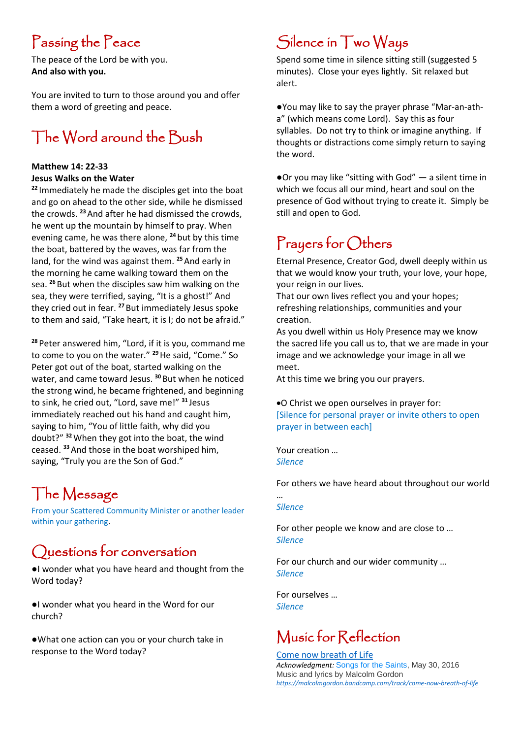## Passing the Peace

The peace of the Lord be with you.
**And also with you.**

You are invited to turn to those around you and offer them a word of greeting and peace.

## The Word around the Bush

**Matthew 14: 22-33**
**Jesus Walks on the Water**

[22] Immediately he made the disciples get into the boat and go on ahead to the other side, while he dismissed the crowds. [23] And after he had dismissed the crowds, he went up the mountain by himself to pray. When evening came, he was there alone, [24] but by this time the boat, battered by the waves, was far from the land, for the wind was against them. [25] And early in the morning he came walking toward them on the sea. [26] But when the disciples saw him walking on the sea, they were terrified, saying, “It is a ghost!” And they cried out in fear. [27] But immediately Jesus spoke to them and said, “Take heart, it is I; do not be afraid.”

[28] Peter answered him, “Lord, if it is you, command me to come to you on the water.” [29] He said, “Come.” So Peter got out of the boat, started walking on the water, and came toward Jesus. [30] But when he noticed the strong wind, he became frightened, and beginning to sink, he cried out, “Lord, save me!” [31] Jesus immediately reached out his hand and caught him, saying to him, “You of little faith, why did you doubt?” [32] When they got into the boat, the wind ceased. [33] And those in the boat worshiped him, saying, “Truly you are the Son of God.”

## The Message

From your Scattered Community Minister or another leader within your gathering.

## Questions for conversation

●I wonder what you have heard and thought from the Word today?

●I wonder what you heard in the Word for our church?

●What one action can you or your church take in response to the Word today?

## Silence in Two Ways

Spend some time in silence sitting still (suggested 5 minutes). Close your eyes lightly. Sit relaxed but alert.

●You may like to say the prayer phrase “Mar-an-ath-a” (which means come Lord). Say this as four syllables. Do not try to think or imagine anything. If thoughts or distractions come simply return to saying the word.

●Or you may like “sitting with God” — a silent time in which we focus all our mind, heart and soul on the presence of God without trying to create it. Simply be still and open to God.

## Prayers for Others

Eternal Presence, Creator God, dwell deeply within us that we would know your truth, your love, your hope, your reign in our lives.
That our own lives reflect you and your hopes; refreshing relationships, communities and your creation.
As you dwell within us Holy Presence may we know the sacred life you call us to, that we are made in your image and we acknowledge your image in all we meet.
At this time we bring you our prayers.

•O Christ we open ourselves in prayer for:
[Silence for personal prayer or invite others to open prayer in between each]

Your creation …
*Silence*

For others we have heard about throughout our world …
*Silence*

For other people we know and are close to …
*Silence*

For our church and our wider community …
*Silence*

For ourselves …
*Silence*

## Music for Reflection

Come now breath of Life
*Acknowledgment:* Songs for the Saints, May 30, 2016
Music and lyrics by Malcolm Gordon
*https://malcolmgordon.bandcamp.com/track/come-now-breath-of-life*